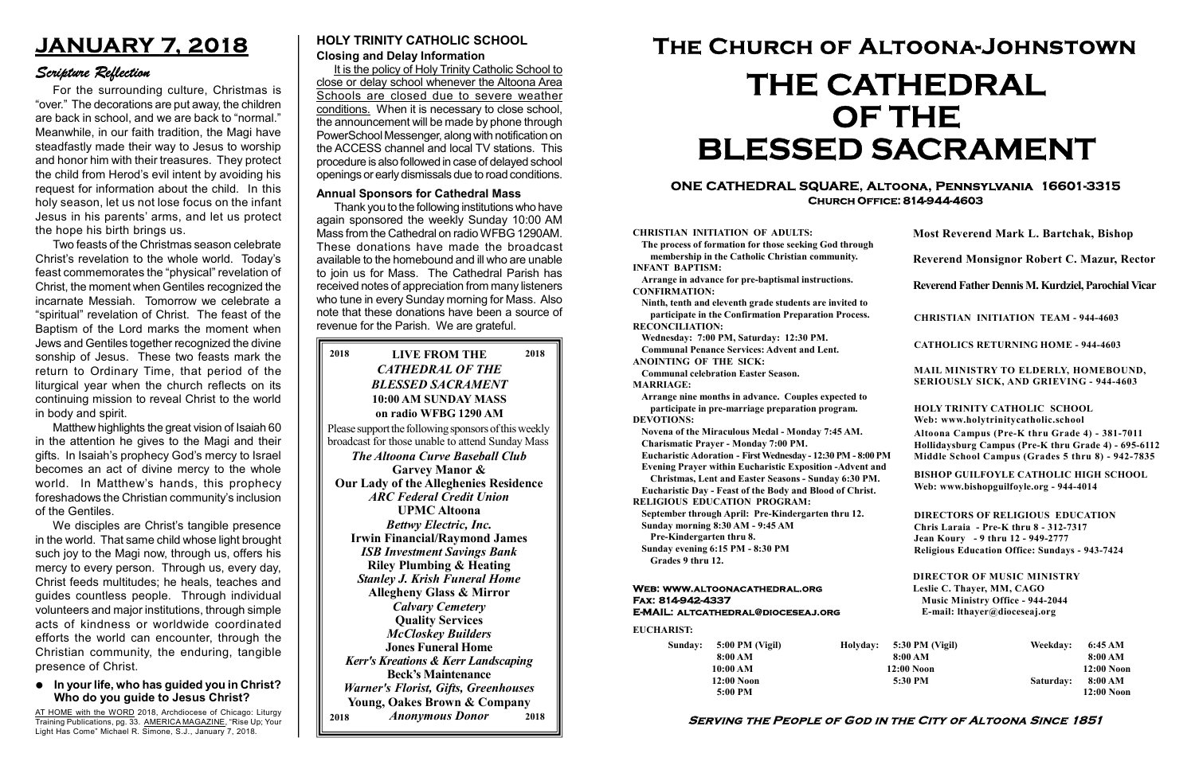# JANUARY 7, 2018

## Scripture Reflection

For the surrounding culture, Christmas is "over." The decorations are put away, the children are back in school, and we are back to "normal." Meanwhile, in our faith tradition, the Magi have steadfastly made their way to Jesus to worship and honor him with their treasures. They protect the child from Herod's evil intent by avoiding his request for information about the child. In this holy season, let us not lose focus on the infant Jesus in his parents' arms, and let us protect the hope his birth brings us.

Two feasts of the Christmas season celebrate Christ's revelation to the whole world. Today's feast commemorates the "physical" revelation of Christ, the moment when Gentiles recognized the incarnate Messiah. Tomorrow we celebrate a "spiritual" revelation of Christ. The feast of the Baptism of the Lord marks the moment when Jews and Gentiles together recognized the divine sonship of Jesus. These two feasts mark the return to Ordinary Time, that period of the liturgical year when the church reflects on its continuing mission to reveal Christ to the world in body and spirit.

Matthew highlights the great vision of Isaiah 60 in the attention he gives to the Magi and their gifts. In Isaiah's prophecy God's mercy to Israel becomes an act of divine mercy to the whole world. In Matthew's hands, this prophecy foreshadows the Christian community's inclusion of the Gentiles.

We disciples are Christ's tangible presence in the world. That same child whose light brought such joy to the Magi now, through us, offers his mercy to every person. Through us, every day, Christ feeds multitudes; he heals, teaches and guides countless people. Through individual volunteers and major institutions, through simple acts of kindness or worldwide coordinated efforts the world can encounter, through the Christian community, the enduring, tangible presence of Christ.

- **In your life, who has guided you in Christ? Who do you guide to Jesus Christ?**

AT HOME with the WORD 2018, Archdiocese of Chicago: Liturgy Training Publications, pg. 33. AMERICA MAGAZINE, "Rise Up; Your Light Has Come" Michael R. Simone, S.J., January 7, 2018.

## HOLY TRINITY CATHOLIC SCHOOL

### Closing and Delay Information

It is the policy of Holy Trinity Catholic School to close or delay school whenever the Altoona Area Schools are closed due to severe weather conditions. When it is necessary to close school, the announcement will be made by phone through PowerSchool Messenger, along with notification on the ACCESS channel and local TV stations. This procedure is also followed in case of delayed school openings or early dismissals due to road conditions.

### Annual Sponsors for Cathedral Mass

Thank you to the following institutions who have again sponsored the weekly Sunday 10:00 AM Mass from the Cathedral on radio WFBG 1290AM. These donations have made the broadcast available to the homebound and ill who are unable to join us for Mass. The Cathedral Parish has received notes of appreciation from many listeners who tune in every Sunday morning for Mass. Also note that these donations have been a source of revenue for the Parish. We are grateful.

**2018 LIVE FROM THE 2018**
***CATHEDRAL OF THE BLESSED SACRAMENT***
**10:00 AM SUNDAY MASS on radio WFBG 1290 AM**

Please support the following sponsors of this weekly broadcast for those unable to attend Sunday Mass

***The Altoona Curve Baseball Club***
**Garvey Manor &**
**Our Lady of the Alleghenies Residence**
***ARC Federal Credit Union***
**UPMC Altoona**
***Bettwy Electric, Inc.***
**Irwin Financial/Raymond James**
***ISB Investment Savings Bank***
**Riley Plumbing & Heating**
***Stanley J. Krish Funeral Home***
**Allegheny Glass & Mirror**
***Calvary Cemetery***
**Quality Services**
***McCloskey Builders***
**Jones Funeral Home**
***Kerr's Kreations & Kerr Landscaping***
**Beck's Maintenance**
***Warner's Florist, Gifts, Greenhouses***
**Young, Oakes Brown & Company**
**2018** ***Anonymous Donor*** **2018**

# The Church of Altoona-Johnstown
# THE CATHEDRAL OF THE BLESSED SACRAMENT

**ONE CATHEDRAL SQUARE, Altoona, Pennsylvania 16601-3315**
**Church Office: 814-944-4603**

**CHRISTIAN INITIATION OF ADULTS:**
The process of formation for those seeking God through membership in the Catholic Christian community.
**INFANT BAPTISM:**
Arrange in advance for pre-baptismal instructions.
**CONFIRMATION:**
Ninth, tenth and eleventh grade students are invited to participate in the Confirmation Preparation Process.
**RECONCILIATION:**
Wednesday: 7:00 PM, Saturday: 12:30 PM.
Communal Penance Services: Advent and Lent.
**ANOINTING OF THE SICK:**
Communal celebration Easter Season.
**MARRIAGE:**
Arrange nine months in advance. Couples expected to participate in pre-marriage preparation program.
**DEVOTIONS:**
Novena of the Miraculous Medal - Monday 7:45 AM.
Charismatic Prayer - Monday 7:00 PM.
Eucharistic Adoration - First Wednesday - 12:30 PM - 8:00 PM
Evening Prayer within Eucharistic Exposition -Advent and Christmas, Lent and Easter Seasons - Sunday 6:30 PM.
Eucharistic Day - Feast of the Body and Blood of Christ.
**RELIGIOUS EDUCATION PROGRAM:**
September through April: Pre-Kindergarten thru 12.
Sunday morning 8:30 AM - 9:45 AM
Pre-Kindergarten thru 8.
Sunday evening 6:15 PM - 8:30 PM
Grades 9 thru 12.

**Web: www.altoonacathedral.org**
**Fax: 814-942-4337**
**E-MAIL: altcathedral@dioceseaj.org**

**Most Reverend Mark L. Bartchak, Bishop**

**Reverend Monsignor Robert C. Mazur, Rector**

**Reverend Father Dennis M. Kurdziel, Parochial Vicar**

**CHRISTIAN INITIATION TEAM - 944-4603**

**CATHOLICS RETURNING HOME - 944-4603**

**MAIL MINISTRY TO ELDERLY, HOMEBOUND, SERIOUSLY SICK, AND GRIEVING - 944-4603**

**HOLY TRINITY CATHOLIC SCHOOL**
**Web: www.holytrinitycatholic.school**
Altoona Campus (Pre-K thru Grade 4) - 381-7011
Hollidaysburg Campus (Pre-K thru Grade 4) - 695-6112
Middle School Campus (Grades 5 thru 8) - 942-7835

**BISHOP GUILFOYLE CATHOLIC HIGH SCHOOL**
**Web: www.bishopguilfoyle.org - 944-4014**

**DIRECTORS OF RELIGIOUS EDUCATION**
Chris Laraia - Pre-K thru 8 - 312-7317
Jean Koury - 9 thru 12 - 949-2777
Religious Education Office: Sundays - 943-7424

**DIRECTOR OF MUSIC MINISTRY**
Leslie C. Thayer, MM, CAGO
Music Ministry Office - 944-2044
E-mail: lthayer@dioceseaj.org

**EUCHARIST:**

| | | | | | |
|---|---|---|---|---|---|
| Sunday: | 5:00 PM (Vigil) | Holyday: | 5:30 PM (Vigil) | Weekday: | 6:45 AM |
| | 8:00 AM | | 8:00 AM | | 8:00 AM |
| | 10:00 AM | | 12:00 Noon | | 12:00 Noon |
| | 12:00 Noon | | 5:30 PM | Saturday: | 8:00 AM |
| | 5:00 PM | | | | 12:00 Noon |

**Serving the People of God in the City of Altoona Since 1851**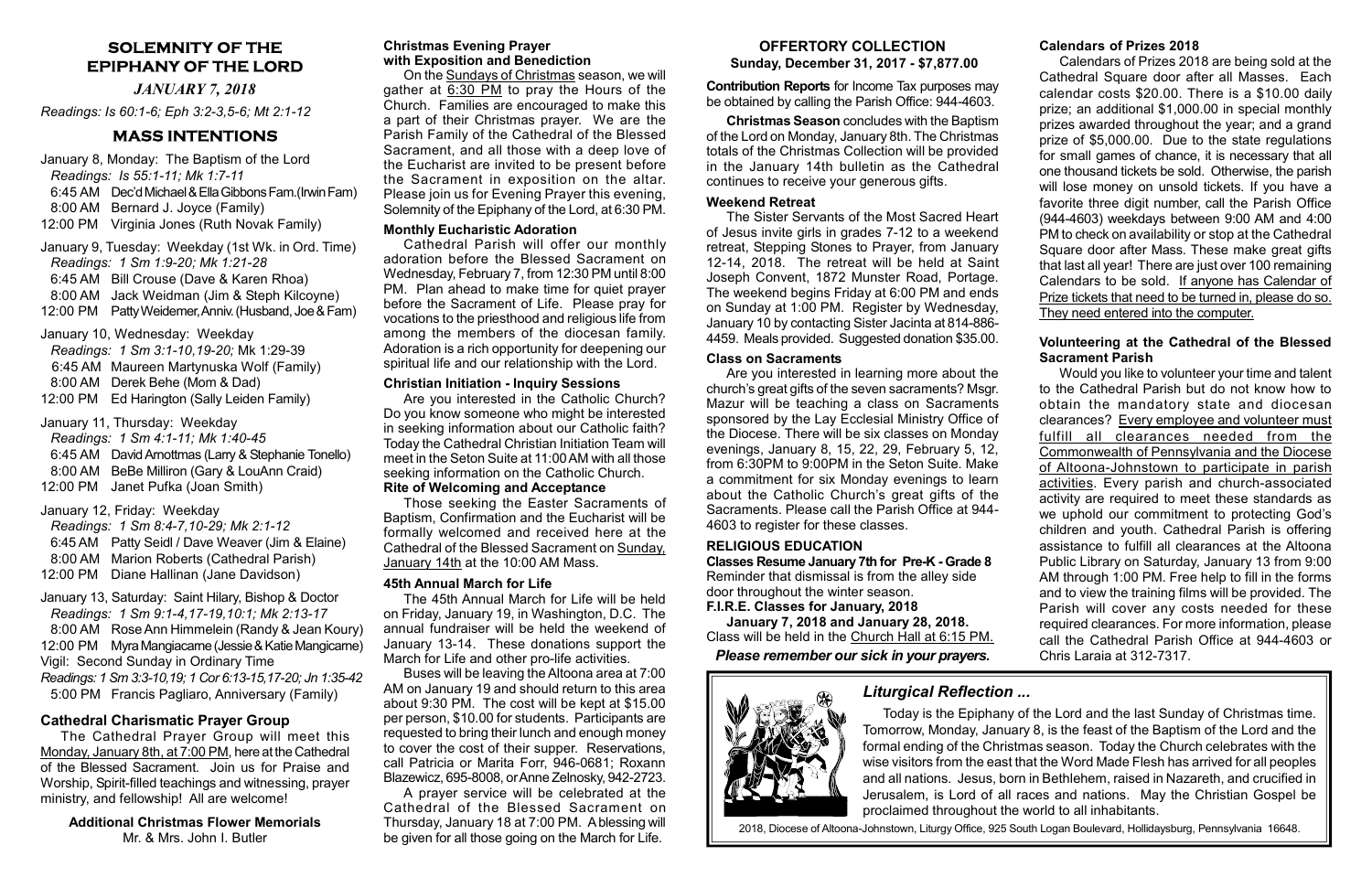# SOLEMNITY OF THE EPIPHANY OF THE LORD

*JANUARY 7, 2018*

*Readings: Is 60:1-6; Eph 3:2-3,5-6; Mt 2:1-12*

## MASS INTENTIONS

January 8, Monday: The Baptism of the Lord
*Readings: Is 55:1-11; Mk 1:7-11*
6:45 AM Dec'd Michael & Ella Gibbons Fam. (Irwin Fam)
8:00 AM Bernard J. Joyce (Family)
12:00 PM Virginia Jones (Ruth Novak Family)

January 9, Tuesday: Weekday (1st Wk. in Ord. Time)
*Readings: 1 Sm 1:9-20; Mk 1:21-28*
6:45 AM Bill Crouse (Dave & Karen Rhoa)
8:00 AM Jack Weidman (Jim & Steph Kilcoyne)
12:00 PM Patty Weidemer, Anniv. (Husband, Joe & Fam)

January 10, Wednesday: Weekday
*Readings: 1 Sm 3:1-10,19-20; Mk 1:29-39*
6:45 AM Maureen Martynuska Wolf (Family)
8:00 AM Derek Behe (Mom & Dad)
12:00 PM Ed Harington (Sally Leiden Family)

January 11, Thursday: Weekday
*Readings: 1 Sm 4:1-11; Mk 1:40-45*
6:45 AM David Arnottmas (Larry & Stephanie Tonello)
8:00 AM BeBe Milliron (Gary & LouAnn Craid)
12:00 PM Janet Pufka (Joan Smith)

January 12, Friday: Weekday
*Readings: 1 Sm 8:4-7,10-29; Mk 2:1-12*
6:45 AM Patty Seidl / Dave Weaver (Jim & Elaine)
8:00 AM Marion Roberts (Cathedral Parish)
12:00 PM Diane Hallinan (Jane Davidson)

January 13, Saturday: Saint Hilary, Bishop & Doctor
*Readings: 1 Sm 9:1-4,17-19,10:1; Mk 2:13-17*
8:00 AM Rose Ann Himmelein (Randy & Jean Koury)
12:00 PM Myra Mangiacarne (Jessie & Katie Mangicarne)
Vigil: Second Sunday in Ordinary Time
*Readings: 1 Sm 3:3-10,19; 1 Cor 6:13-15,17-20; Jn 1:35-42*
5:00 PM Francis Pagliaro, Anniversary (Family)

### Cathedral Charismatic Prayer Group

The Cathedral Prayer Group will meet this Monday, January 8th, at 7:00 PM, here at the Cathedral of the Blessed Sacrament. Join us for Praise and Worship, Spirit-filled teachings and witnessing, prayer ministry, and fellowship! All are welcome!

**Additional Christmas Flower Memorials**
Mr. & Mrs. John I. Butler

### Christmas Evening Prayer with Exposition and Benediction

On the Sundays of Christmas season, we will gather at 6:30 PM to pray the Hours of the Church. Families are encouraged to make this a part of their Christmas prayer. We are the Parish Family of the Cathedral of the Blessed Sacrament, and all those with a deep love of the Eucharist are invited to be present before the Sacrament in exposition on the altar. Please join us for Evening Prayer this evening, Solemnity of the Epiphany of the Lord, at 6:30 PM.

### Monthly Eucharistic Adoration

Cathedral Parish will offer our monthly adoration before the Blessed Sacrament on Wednesday, February 7, from 12:30 PM until 8:00 PM. Plan ahead to make time for quiet prayer before the Sacrament of Life. Please pray for vocations to the priesthood and religious life from among the members of the diocesan family. Adoration is a rich opportunity for deepening our spiritual life and our relationship with the Lord.

### Christian Initiation - Inquiry Sessions

Are you interested in the Catholic Church? Do you know someone who might be interested in seeking information about our Catholic faith? Today the Cathedral Christian Initiation Team will meet in the Seton Suite at 11:00 AM with all those seeking information on the Catholic Church.

### Rite of Welcoming and Acceptance

Those seeking the Easter Sacraments of Baptism, Confirmation and the Eucharist will be formally welcomed and received here at the Cathedral of the Blessed Sacrament on Sunday, January 14th at the 10:00 AM Mass.

### 45th Annual March for Life

The 45th Annual March for Life will be held on Friday, January 19, in Washington, D.C. The annual fundraiser will be held the weekend of January 13-14. These donations support the March for Life and other pro-life activities.

Buses will be leaving the Altoona area at 7:00 AM on January 19 and should return to this area about 9:30 PM. The cost will be kept at $15.00 per person, $10.00 for students. Participants are requested to bring their lunch and enough money to cover the cost of their supper. Reservations, call Patricia or Marita Forr, 946-0681; Roxann Blazewicz, 695-8008, or Anne Zelnosky, 942-2723.

A prayer service will be celebrated at the Cathedral of the Blessed Sacrament on Thursday, January 18 at 7:00 PM. A blessing will be given for all those going on the March for Life.

### OFFERTORY COLLECTION
**Sunday, December 31, 2017 - $7,877.00**

**Contribution Reports** for Income Tax purposes may be obtained by calling the Parish Office: 944-4603.

**Christmas Season** concludes with the Baptism of the Lord on Monday, January 8th. The Christmas totals of the Christmas Collection will be provided in the January 14th bulletin as the Cathedral continues to receive your generous gifts.

### Weekend Retreat

The Sister Servants of the Most Sacred Heart of Jesus invite girls in grades 7-12 to a weekend retreat, Stepping Stones to Prayer, from January 12-14, 2018. The retreat will be held at Saint Joseph Convent, 1872 Munster Road, Portage. The weekend begins Friday at 6:00 PM and ends on Sunday at 1:00 PM. Register by Wednesday, January 10 by contacting Sister Jacinta at 814-886-4459. Meals provided. Suggested donation $35.00.

### Class on Sacraments

Are you interested in learning more about the church's great gifts of the seven sacraments? Msgr. Mazur will be teaching a class on Sacraments sponsored by the Lay Ecclesial Ministry Office of the Diocese. There will be six classes on Monday evenings, January 8, 15, 22, 29, February 5, 12, from 6:30PM to 9:00PM in the Seton Suite. Make a commitment for six Monday evenings to learn about the Catholic Church's great gifts of the Sacraments. Please call the Parish Office at 944-4603 to register for these classes.

### RELIGIOUS EDUCATION

**Classes Resume January 7th for Pre-K - Grade 8**
Reminder that dismissal is from the alley side door throughout the winter season.

**F.I.R.E. Classes for January, 2018**
**January 7, 2018 and January 28, 2018.**
Class will be held in the Church Hall at 6:15 PM.

***Please remember our sick in your prayers.***

### Calendars of Prizes 2018

Calendars of Prizes 2018 are being sold at the Cathedral Square door after all Masses. Each calendar costs $20.00. There is a $10.00 daily prize; an additional $1,000.00 in special monthly prizes awarded throughout the year; and a grand prize of $5,000.00. Due to the state regulations for small games of chance, it is necessary that all one thousand tickets be sold. Otherwise, the parish will lose money on unsold tickets. If you have a favorite three digit number, call the Parish Office (944-4603) weekdays between 9:00 AM and 4:00 PM to check on availability or stop at the Cathedral Square door after Mass. These make great gifts that last all year! There are just over 100 remaining Calendars to be sold. If anyone has Calendar of Prize tickets that need to be turned in, please do so. They need entered into the computer.

### Volunteering at the Cathedral of the Blessed Sacrament Parish

Would you like to volunteer your time and talent to the Cathedral Parish but do not know how to obtain the mandatory state and diocesan clearances? Every employee and volunteer must fulfill all clearances needed from the Commonwealth of Pennsylvania and the Diocese of Altoona-Johnstown to participate in parish activities. Every parish and church-associated activity are required to meet these standards as we uphold our commitment to protecting God's children and youth. Cathedral Parish is offering assistance to fulfill all clearances at the Altoona Public Library on Saturday, January 13 from 9:00 AM through 1:00 PM. Free help to fill in the forms and to view the training films will be provided. The Parish will cover any costs needed for these required clearances. For more information, please call the Cathedral Parish Office at 944-4603 or Chris Laraia at 312-7317.

### *Liturgical Reflection ...*

Today is the Epiphany of the Lord and the last Sunday of Christmas time. Tomorrow, Monday, January 8, is the feast of the Baptism of the Lord and the formal ending of the Christmas season. Today the Church celebrates with the wise visitors from the east that the Word Made Flesh has arrived for all peoples and all nations. Jesus, born in Bethlehem, raised in Nazareth, and crucified in Jerusalem, is Lord of all races and nations. May the Christian Gospel be proclaimed throughout the world to all inhabitants.

2018, Diocese of Altoona-Johnstown, Liturgy Office, 925 South Logan Boulevard, Hollidaysburg, Pennsylvania 16648.